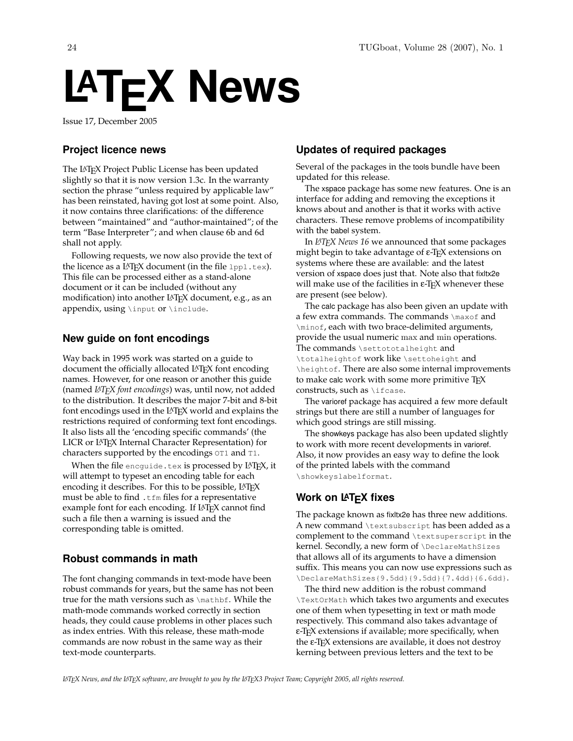# LaTeX News

Issue 17, December 2005

## Project licence news

The LaTeX Project Public License has been updated slightly so that it is now version 1.3c. In the warranty section the phrase "unless required by applicable law" has been reinstated, having got lost at some point. Also, it now contains three clarifications: of the difference between "maintained" and "author-maintained"; of the term "Base Interpreter"; and when clause 6b and 6d shall not apply.

Following requests, we now also provide the text of the licence as a LaTeX document (in the file `lppl.tex`). This file can be processed either as a stand-alone document or it can be included (without any modification) into another LaTeX document, e.g., as an appendix, using `\input` or `\include`.

## New guide on font encodings

Way back in 1995 work was started on a guide to document the officially allocated LaTeX font encoding names. However, for one reason or another this guide (named *LaTeX font encodings*) was, until now, not added to the distribution. It describes the major 7-bit and 8-bit font encodings used in the LaTeX world and explains the restrictions required of conforming text font encodings. It also lists all the 'encoding specific commands' (the LICR or LaTeX Internal Character Representation) for characters supported by the encodings `OT1` and `T1`.

When the file `encguide.tex` is processed by LaTeX, it will attempt to typeset an encoding table for each encoding it describes. For this to be possible, LaTeX must be able to find `.tfm` files for a representative example font for each encoding. If LaTeX cannot find such a file then a warning is issued and the corresponding table is omitted.

## Robust commands in math

The font changing commands in text-mode have been robust commands for years, but the same has not been true for the math versions such as `\mathbf`. While the math-mode commands worked correctly in section heads, they could cause problems in other places such as index entries. With this release, these math-mode commands are now robust in the same way as their text-mode counterparts.

## Updates of required packages

Several of the packages in the tools bundle have been updated for this release.

The xspace package has some new features. One is an interface for adding and removing the exceptions it knows about and another is that it works with active characters. These remove problems of incompatibility with the babel system.

In *LaTeX News 16* we announced that some packages might begin to take advantage of ε-TeX extensions on systems where these are available: and the latest version of xspace does just that. Note also that fixltx2e will make use of the facilities in ε-TeX whenever these are present (see below).

The calc package has also been given an update with a few extra commands. The commands `\maxof` and `\minof`, each with two brace-delimited arguments, provide the usual numeric max and min operations. The commands `\settototalheight` and `\totalheightof` work like `\settoheight` and `\heightof`. There are also some internal improvements to make calc work with some more primitive TeX constructs, such as `\ifcase`.

The varioref package has acquired a few more default strings but there are still a number of languages for which good strings are still missing.

The showkeys package has also been updated slightly to work with more recent developments in varioref. Also, it now provides an easy way to define the look of the printed labels with the command `\showkeyslabelformat`.

## Work on LaTeX fixes

The package known as fixltx2e has three new additions. A new command `\textsubscript` has been added as a complement to the command `\textsuperscript` in the kernel. Secondly, a new form of `\DeclareMathSizes` that allows all of its arguments to have a dimension suffix. This means you can now use expressions such as `\DeclareMathSizes{9.5dd}{9.5dd}{7.4dd}{6.6dd}`.

The third new addition is the robust command `\TextOrMath` which takes two arguments and executes one of them when typesetting in text or math mode respectively. This command also takes advantage of ε-TeX extensions if available; more specifically, when the ε-TeX extensions are available, it does not destroy kerning between previous letters and the text to be

*LaTeX News, and the LaTeX software, are brought to you by the LaTeX3 Project Team; Copyright 2005, all rights reserved.*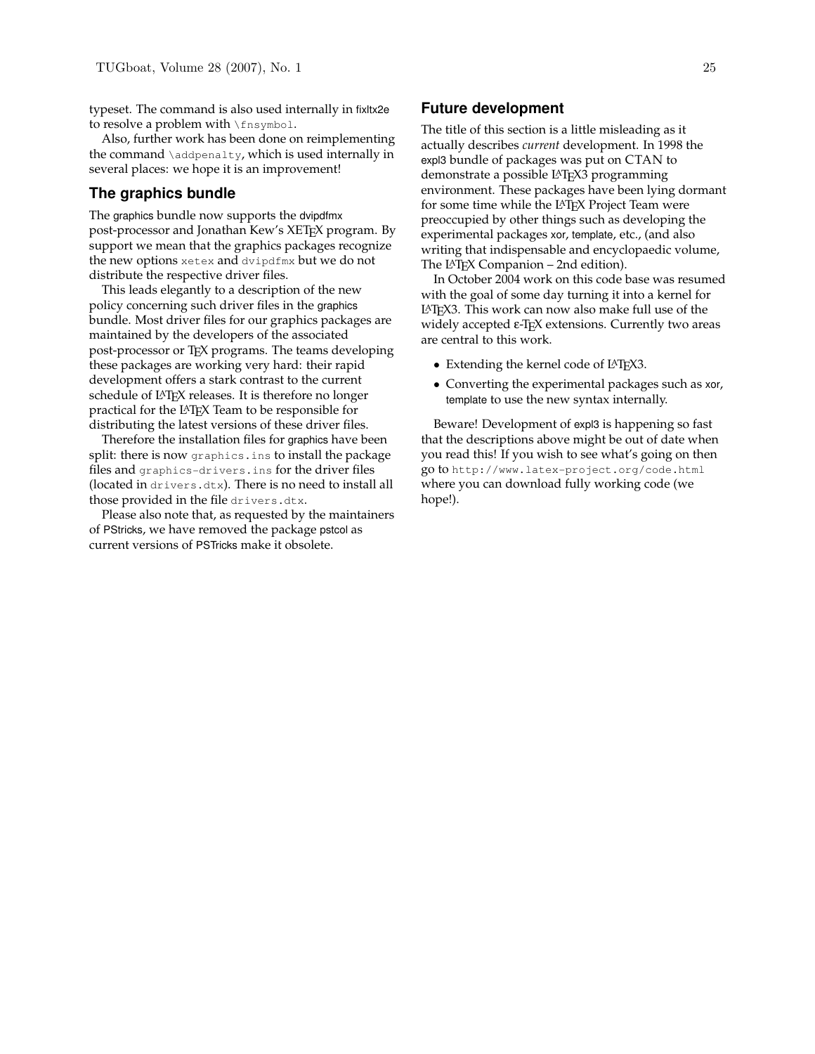typeset. The command is also used internally in fixltx2e to resolve a problem with `\fnsymbol`.

Also, further work has been done on reimplementing the command `\addpenalty`, which is used internally in several places: we hope it is an improvement!

## The graphics bundle

The graphics bundle now supports the dvipdfmx post-processor and Jonathan Kew's XeTeX program. By support we mean that the graphics packages recognize the new options `xetex` and `dvipdfmx` but we do not distribute the respective driver files.

This leads elegantly to a description of the new policy concerning such driver files in the graphics bundle. Most driver files for our graphics packages are maintained by the developers of the associated post-processor or TeX programs. The teams developing these packages are working very hard: their rapid development offers a stark contrast to the current schedule of LaTeX releases. It is therefore no longer practical for the LaTeX Team to be responsible for distributing the latest versions of these driver files.

Therefore the installation files for graphics have been split: there is now `graphics.ins` to install the package files and `graphics-drivers.ins` for the driver files (located in `drivers.dtx`). There is no need to install all those provided in the file `drivers.dtx`.

Please also note that, as requested by the maintainers of PStricks, we have removed the package pstcol as current versions of PSTricks make it obsolete.

## Future development

The title of this section is a little misleading as it actually describes *current* development. In 1998 the expl3 bundle of packages was put on CTAN to demonstrate a possible LaTeX3 programming environment. These packages have been lying dormant for some time while the LaTeX Project Team were preoccupied by other things such as developing the experimental packages xor, template, etc., (and also writing that indispensable and encyclopaedic volume, The LaTeX Companion – 2nd edition).

In October 2004 work on this code base was resumed with the goal of some day turning it into a kernel for LaTeX3. This work can now also make full use of the widely accepted ε-TeX extensions. Currently two areas are central to this work.

- Extending the kernel code of LaTeX3.
- Converting the experimental packages such as xor, template to use the new syntax internally.

Beware! Development of expl3 is happening so fast that the descriptions above might be out of date when you read this! If you wish to see what's going on then go to `http://www.latex-project.org/code.html` where you can download fully working code (we hope!).